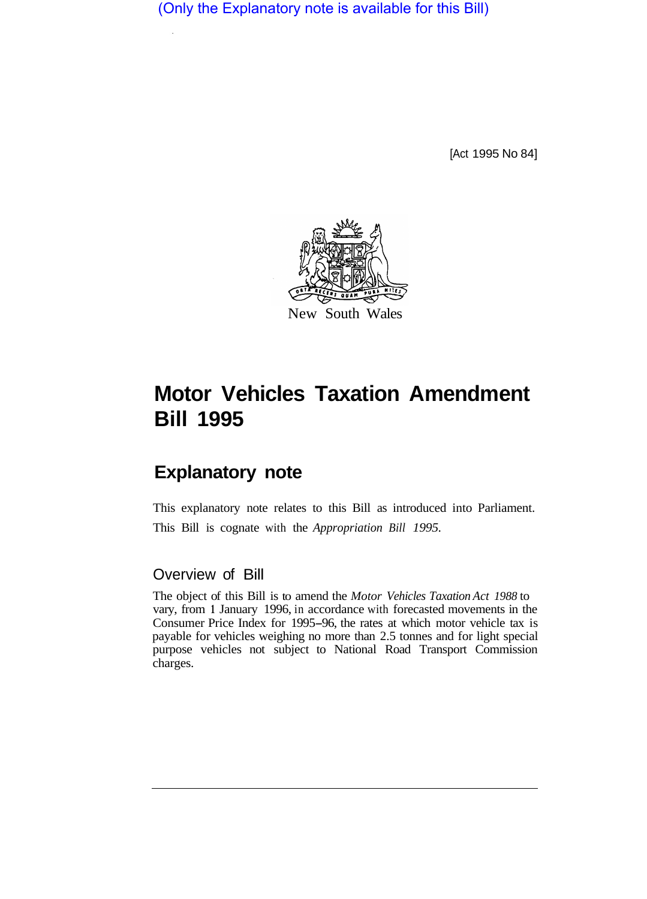(Only the Explanatory note is available for this Bill)

[Act 1995 No 84]

New South Wales

# Motor Vehicles Taxation Amendment Bill 1995

## Explanatory note

This explanatory note relates to this Bill as introduced into Parliament. This Bill is cognate with the *Appropriation Bill 1995.*

### Overview of Bill

The object of this Bill is to amend the *Motor Vehicles Taxation Act 1988* to vary, from 1 January 1996, in accordance with forecasted movements in the Consumer Price Index for 1995–96, the rates at which motor vehicle tax is payable for vehicles weighing no more than 2.5 tonnes and for light special purpose vehicles not subject to National Road Transport Commission charges.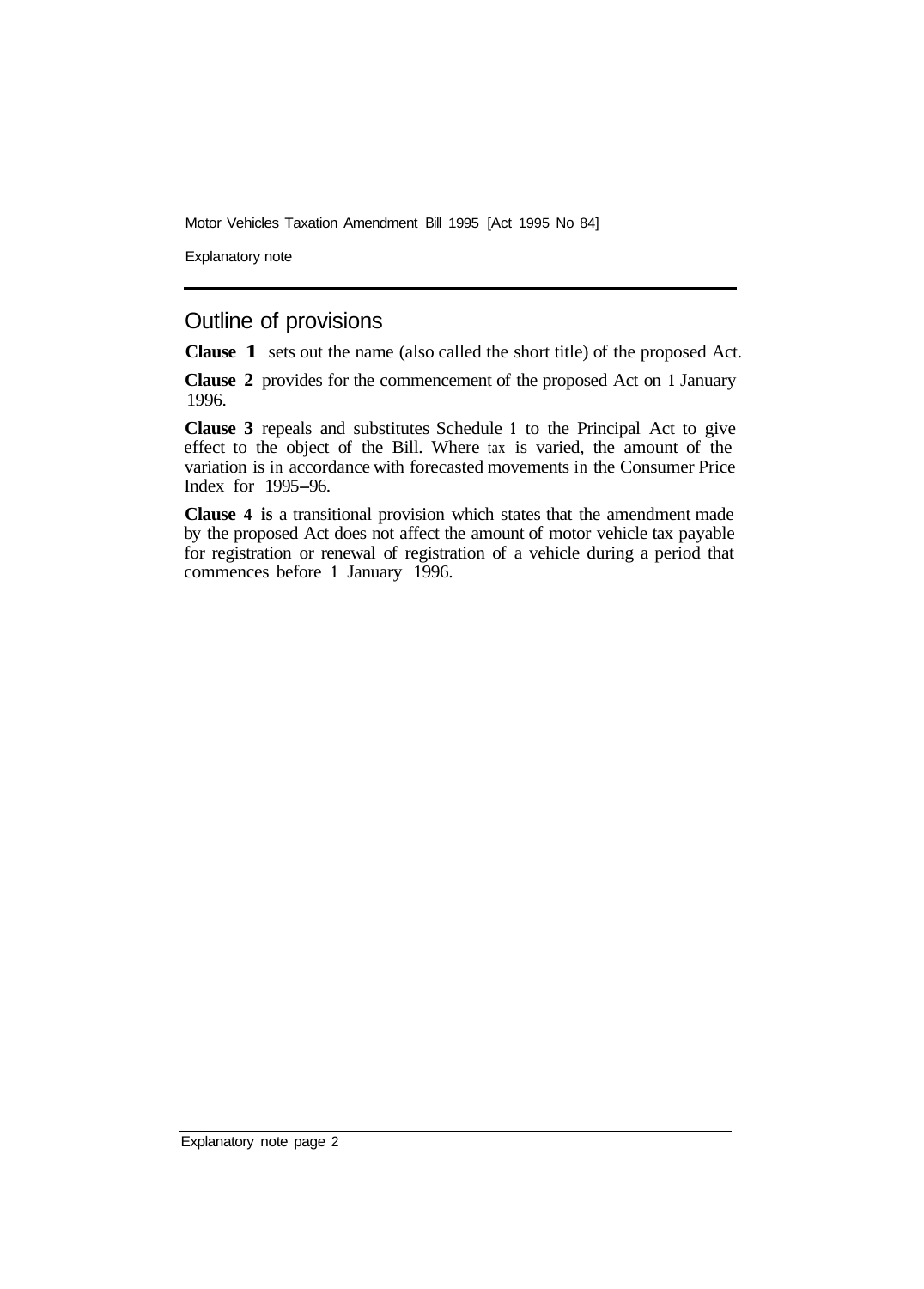## Outline of provisions

**Clause 1** sets out the name (also called the short title) of the proposed Act.

**Clause 2** provides for the commencement of the proposed Act on 1 January 1996.

**Clause 3** repeals and substitutes Schedule 1 to the Principal Act to give effect to the object of the Bill. Where tax is varied, the amount of the variation is in accordance with forecasted movements in the Consumer Price Index for 1995–96.

**Clause 4 is** a transitional provision which states that the amendment made by the proposed Act does not affect the amount of motor vehicle tax payable for registration or renewal of registration of a vehicle during a period that commences before 1 January 1996.